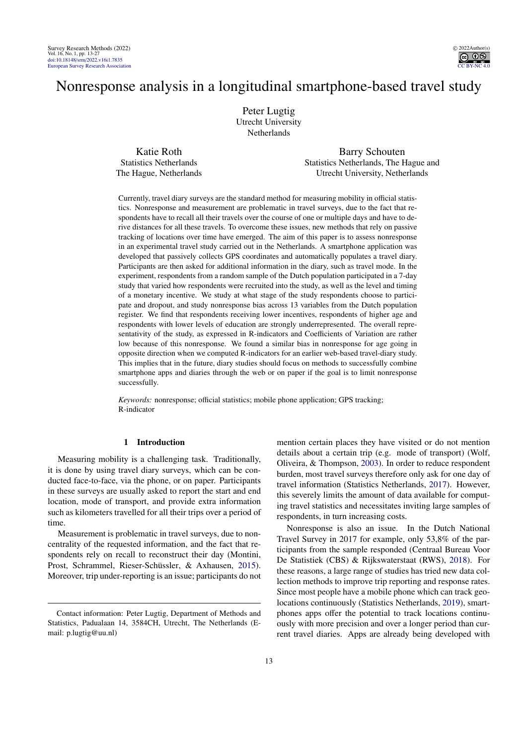# Nonresponse analysis in a longitudinal smartphone-based travel study

Peter Lugtig
Utrecht University
Netherlands

Katie Roth
Statistics Netherlands
The Hague, Netherlands

Barry Schouten
Statistics Netherlands, The Hague and
Utrecht University, Netherlands

Currently, travel diary surveys are the standard method for measuring mobility in official statistics. Nonresponse and measurement are problematic in travel surveys, due to the fact that respondents have to recall all their travels over the course of one or multiple days and have to derive distances for all these travels. To overcome these issues, new methods that rely on passive tracking of locations over time have emerged. The aim of this paper is to assess nonresponse in an experimental travel study carried out in the Netherlands. A smartphone application was developed that passively collects GPS coordinates and automatically populates a travel diary. Participants are then asked for additional information in the diary, such as travel mode. In the experiment, respondents from a random sample of the Dutch population participated in a 7-day study that varied how respondents were recruited into the study, as well as the level and timing of a monetary incentive. We study at what stage of the study respondents choose to participate and dropout, and study nonresponse bias across 13 variables from the Dutch population register. We find that respondents receiving lower incentives, respondents of higher age and respondents with lower levels of education are strongly underrepresented. The overall representativity of the study, as expressed in R-indicators and Coefficients of Variation are rather low because of this nonresponse. We found a similar bias in nonresponse for age going in opposite direction when we computed R-indicators for an earlier web-based travel-diary study. This implies that in the future, diary studies should focus on methods to successfully combine smartphone apps and diaries through the web or on paper if the goal is to limit nonresponse successfully.

*Keywords:* nonresponse; official statistics; mobile phone application; GPS tracking; R-indicator

## 1 Introduction

Measuring mobility is a challenging task. Traditionally, it is done by using travel diary surveys, which can be conducted face-to-face, via the phone, or on paper. Participants in these surveys are usually asked to report the start and end location, mode of transport, and provide extra information such as kilometers travelled for all their trips over a period of time.

Measurement is problematic in travel surveys, due to noncentrality of the requested information, and the fact that respondents rely on recall to reconstruct their day (Montini, Prost, Schrammel, Rieser-Schüssler, & Axhausen, 2015). Moreover, trip under-reporting is an issue; participants do not mention certain places they have visited or do not mention details about a certain trip (e.g. mode of transport) (Wolf, Oliveira, & Thompson, 2003). In order to reduce respondent burden, most travel surveys therefore only ask for one day of travel information (Statistics Netherlands, 2017). However, this severely limits the amount of data available for computing travel statistics and necessitates inviting large samples of respondents, in turn increasing costs.

Nonresponse is also an issue. In the Dutch National Travel Survey in 2017 for example, only 53,8% of the participants from the sample responded (Centraal Bureau Voor De Statistiek (CBS) & Rijkswaterstaat (RWS), 2018). For these reasons, a large range of studies has tried new data collection methods to improve trip reporting and response rates. Since most people have a mobile phone which can track geolocations continuously (Statistics Netherlands, 2019), smartphones apps offer the potential to track locations continuously with more precision and over a longer period than current travel diaries. Apps are already being developed with

Contact information: Peter Lugtig, Department of Methods and Statistics, Padualaan 14, 3584CH, Utrecht, The Netherlands (E-mail: p.lugtig@uu.nl)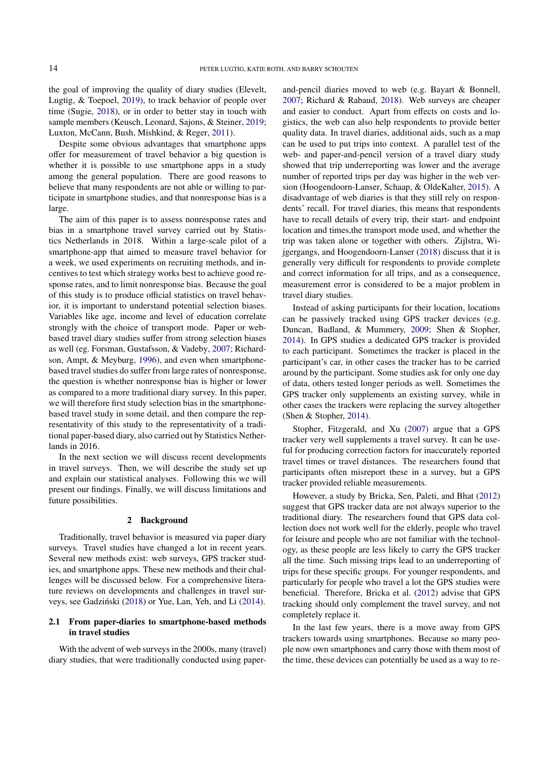the goal of improving the quality of diary studies (Elevelt, Lugtig, & Toepoel, 2019), to track behavior of people over time (Sugie, 2018), or in order to better stay in touch with sample members (Keusch, Leonard, Sajons, & Steiner, 2019; Luxton, McCann, Bush, Mishkind, & Reger, 2011).

Despite some obvious advantages that smartphone apps offer for measurement of travel behavior a big question is whether it is possible to use smartphone apps in a study among the general population. There are good reasons to believe that many respondents are not able or willing to participate in smartphone studies, and that nonresponse bias is a large.

The aim of this paper is to assess nonresponse rates and bias in a smartphone travel survey carried out by Statistics Netherlands in 2018. Within a large-scale pilot of a smartphone-app that aimed to measure travel behavior for a week, we used experiments on recruiting methods, and incentives to test which strategy works best to achieve good response rates, and to limit nonresponse bias. Because the goal of this study is to produce official statistics on travel behavior, it is important to understand potential selection biases. Variables like age, income and level of education correlate strongly with the choice of transport mode. Paper or web-based travel diary studies suffer from strong selection biases as well (eg. Forsman, Gustafsson, & Vadeby, 2007; Richardson, Ampt, & Meyburg, 1996), and even when smartphone-based travel diary studies do suffer from large rates of nonresponse, the question is whether nonresponse bias is higher or lower as compared to a more traditional diary survey. In this paper, we will therefore first study selection bias in the smartphone-based travel study in some detail, and then compare the representativity of this study to the representativity of a traditional paper-based diary, also carried out by Statistics Netherlands in 2016.

In the next section we will discuss recent developments in travel surveys. Then, we will describe the study set up and explain our statistical analyses. Following this we will present our findings. Finally, we will discuss limitations and future possibilities.

## 2 Background

Traditionally, travel behavior is measured via paper diary surveys. Travel studies have changed a lot in recent years. Several new methods exist: web surveys, GPS tracker studies, and smartphone apps. These new methods and their challenges will be discussed below. For a comprehensive literature reviews on developments and challenges in travel surveys, see Gadziński (2018) or Yue, Lan, Yeh, and Li (2014).

### 2.1 From paper-diaries to smartphone-based methods in travel studies

With the advent of web surveys in the 2000s, many (travel) diary studies, that were traditionally conducted using paper-and-pencil diaries moved to web (e.g. Bayart & Bonnell, 2007; Richard & Rabaud, 2018). Web surveys are cheaper and easier to conduct. Apart from effects on costs and logistics, the web can also help respondents to provide better quality data. In travel diaries, additional aids, such as a map can be used to put trips into context. A parallel test of the web- and paper-and-pencil version of a travel diary study showed that trip underreporting was lower and the average number of reported trips per day was higher in the web version (Hoogendoorn-Lanser, Schaap, & OldeKalter, 2015). A disadvantage of web diaries is that they still rely on respondents' recall. For travel diaries, this means that respondents have to recall details of every trip, their start- and endpoint location and times,the transport mode used, and whether the trip was taken alone or together with others. Zijlstra, Wijgergangs, and Hoogendoorn-Lanser (2018) discuss that it is generally very difficult for respondents to provide complete and correct information for all trips, and as a consequence, measurement error is considered to be a major problem in travel diary studies.

Instead of asking participants for their location, locations can be passively tracked using GPS tracker devices (e.g. Duncan, Badland, & Mummery, 2009; Shen & Stopher, 2014). In GPS studies a dedicated GPS tracker is provided to each participant. Sometimes the tracker is placed in the participant's car, in other cases the tracker has to be carried around by the participant. Some studies ask for only one day of data, others tested longer periods as well. Sometimes the GPS tracker only supplements an existing survey, while in other cases the trackers were replacing the survey altogether (Shen & Stopher, 2014).

Stopher, Fitzgerald, and Xu (2007) argue that a GPS tracker very well supplements a travel survey. It can be useful for producing correction factors for inaccurately reported travel times or travel distances. The researchers found that participants often misreport these in a survey, but a GPS tracker provided reliable measurements.

However, a study by Bricka, Sen, Paleti, and Bhat (2012) suggest that GPS tracker data are not always superior to the traditional diary. The researchers found that GPS data collection does not work well for the elderly, people who travel for leisure and people who are not familiar with the technology, as these people are less likely to carry the GPS tracker all the time. Such missing trips lead to an underreporting of trips for these specific groups. For younger respondents, and particularly for people who travel a lot the GPS studies were beneficial. Therefore, Bricka et al. (2012) advise that GPS tracking should only complement the travel survey, and not completely replace it.

In the last few years, there is a move away from GPS trackers towards using smartphones. Because so many people now own smartphones and carry those with them most of the time, these devices can potentially be used as a way to re-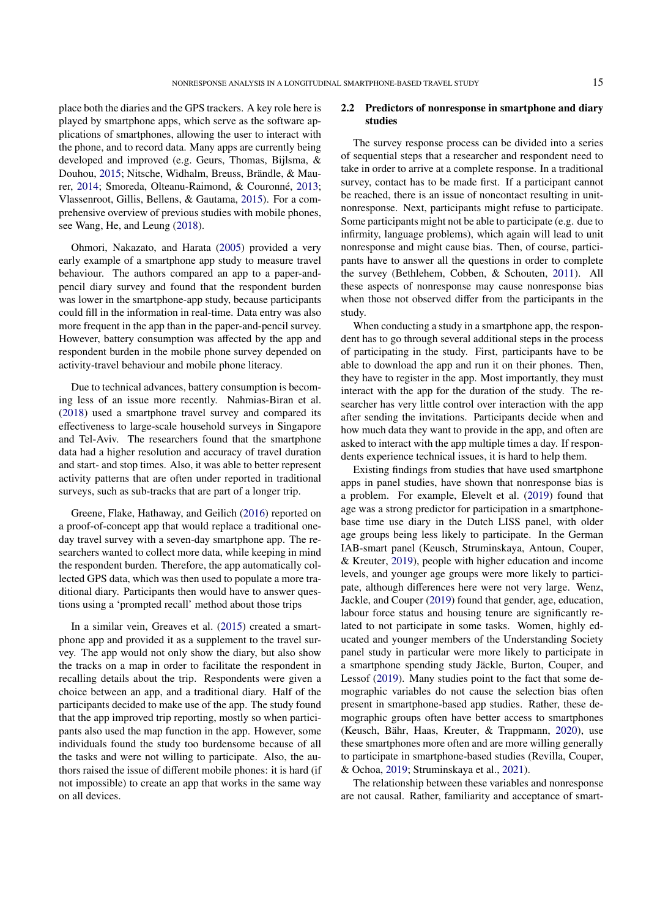place both the diaries and the GPS trackers. A key role here is played by smartphone apps, which serve as the software applications of smartphones, allowing the user to interact with the phone, and to record data. Many apps are currently being developed and improved (e.g. Geurs, Thomas, Bijlsma, & Douhou, 2015; Nitsche, Widhalm, Breuss, Brändle, & Maurer, 2014; Smoreda, Olteanu-Raimond, & Couronné, 2013; Vlassenroot, Gillis, Bellens, & Gautama, 2015). For a comprehensive overview of previous studies with mobile phones, see Wang, He, and Leung (2018).

Ohmori, Nakazato, and Harata (2005) provided a very early example of a smartphone app study to measure travel behaviour. The authors compared an app to a paper-and-pencil diary survey and found that the respondent burden was lower in the smartphone-app study, because participants could fill in the information in real-time. Data entry was also more frequent in the app than in the paper-and-pencil survey. However, battery consumption was affected by the app and respondent burden in the mobile phone survey depended on activity-travel behaviour and mobile phone literacy.

Due to technical advances, battery consumption is becoming less of an issue more recently. Nahmias-Biran et al. (2018) used a smartphone travel survey and compared its effectiveness to large-scale household surveys in Singapore and Tel-Aviv. The researchers found that the smartphone data had a higher resolution and accuracy of travel duration and start- and stop times. Also, it was able to better represent activity patterns that are often under reported in traditional surveys, such as sub-tracks that are part of a longer trip.

Greene, Flake, Hathaway, and Geilich (2016) reported on a proof-of-concept app that would replace a traditional one-day travel survey with a seven-day smartphone app. The researchers wanted to collect more data, while keeping in mind the respondent burden. Therefore, the app automatically collected GPS data, which was then used to populate a more traditional diary. Participants then would have to answer questions using a 'prompted recall' method about those trips

In a similar vein, Greaves et al. (2015) created a smartphone app and provided it as a supplement to the travel survey. The app would not only show the diary, but also show the tracks on a map in order to facilitate the respondent in recalling details about the trip. Respondents were given a choice between an app, and a traditional diary. Half of the participants decided to make use of the app. The study found that the app improved trip reporting, mostly so when participants also used the map function in the app. However, some individuals found the study too burdensome because of all the tasks and were not willing to participate. Also, the authors raised the issue of different mobile phones: it is hard (if not impossible) to create an app that works in the same way on all devices.

## 2.2 Predictors of nonresponse in smartphone and diary studies

The survey response process can be divided into a series of sequential steps that a researcher and respondent need to take in order to arrive at a complete response. In a traditional survey, contact has to be made first. If a participant cannot be reached, there is an issue of noncontact resulting in unit-nonresponse. Next, participants might refuse to participate. Some participants might not be able to participate (e.g. due to infirmity, language problems), which again will lead to unit nonresponse and might cause bias. Then, of course, participants have to answer all the questions in order to complete the survey (Bethlehem, Cobben, & Schouten, 2011). All these aspects of nonresponse may cause nonresponse bias when those not observed differ from the participants in the study.

When conducting a study in a smartphone app, the respondent has to go through several additional steps in the process of participating in the study. First, participants have to be able to download the app and run it on their phones. Then, they have to register in the app. Most importantly, they must interact with the app for the duration of the study. The researcher has very little control over interaction with the app after sending the invitations. Participants decide when and how much data they want to provide in the app, and often are asked to interact with the app multiple times a day. If respondents experience technical issues, it is hard to help them.

Existing findings from studies that have used smartphone apps in panel studies, have shown that nonresponse bias is a problem. For example, Elevelt et al. (2019) found that age was a strong predictor for participation in a smartphone-base time use diary in the Dutch LISS panel, with older age groups being less likely to participate. In the German IAB-smart panel (Keusch, Struminskaya, Antoun, Couper, & Kreuter, 2019), people with higher education and income levels, and younger age groups were more likely to participate, although differences here were not very large. Wenz, Jackle, and Couper (2019) found that gender, age, education, labour force status and housing tenure are significantly related to not participate in some tasks. Women, highly educated and younger members of the Understanding Society panel study in particular were more likely to participate in a smartphone spending study Jäckle, Burton, Couper, and Lessof (2019). Many studies point to the fact that some demographic variables do not cause the selection bias often present in smartphone-based app studies. Rather, these demographic groups often have better access to smartphones (Keusch, Bähr, Haas, Kreuter, & Trappmann, 2020), use these smartphones more often and are more willing generally to participate in smartphone-based studies (Revilla, Couper, & Ochoa, 2019; Struminskaya et al., 2021).

The relationship between these variables and nonresponse are not causal. Rather, familiarity and acceptance of smart-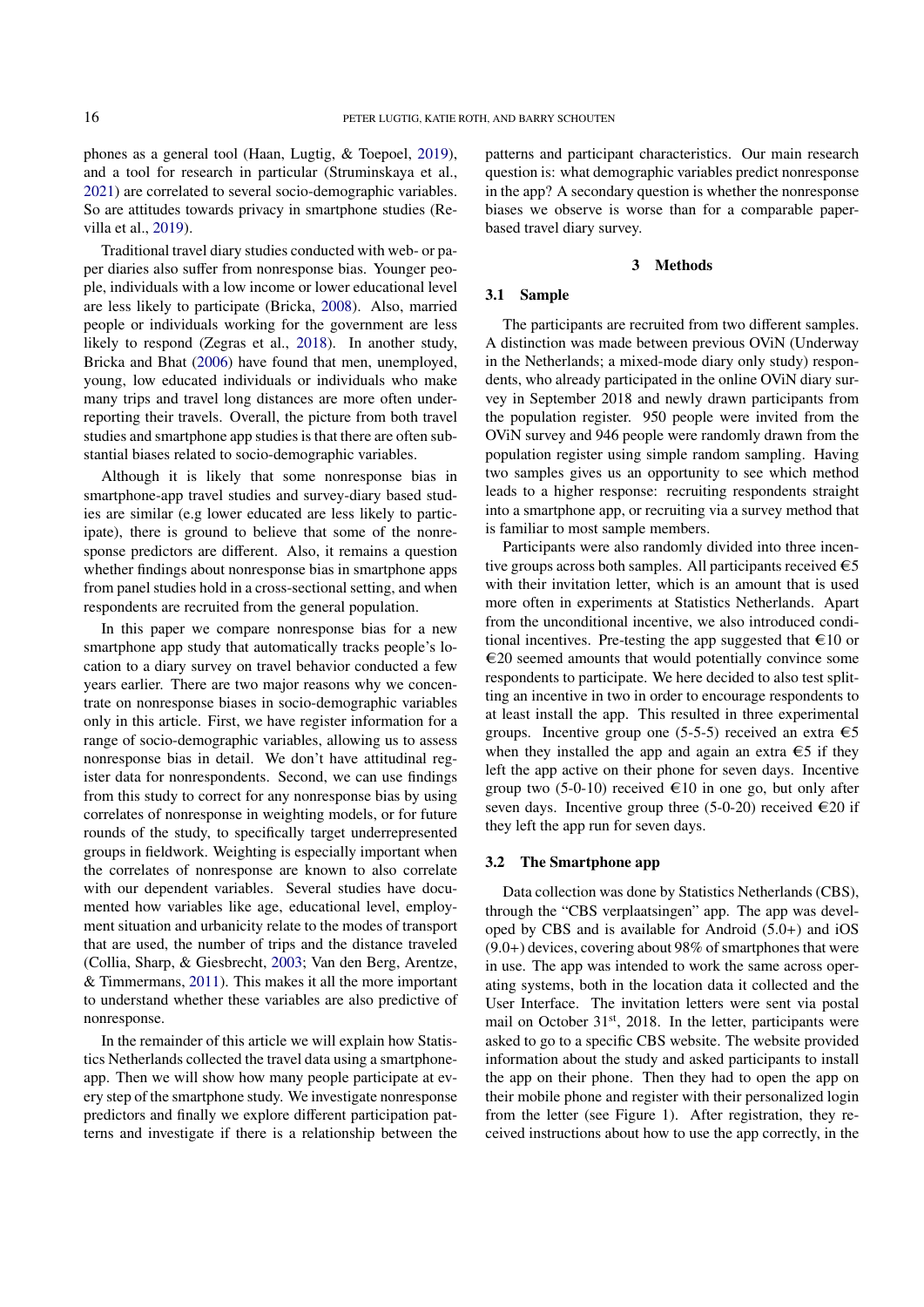phones as a general tool (Haan, Lugtig, & Toepoel, 2019), and a tool for research in particular (Struminskaya et al., 2021) are correlated to several socio-demographic variables. So are attitudes towards privacy in smartphone studies (Revilla et al., 2019).

Traditional travel diary studies conducted with web- or paper diaries also suffer from nonresponse bias. Younger people, individuals with a low income or lower educational level are less likely to participate (Bricka, 2008). Also, married people or individuals working for the government are less likely to respond (Zegras et al., 2018). In another study, Bricka and Bhat (2006) have found that men, unemployed, young, low educated individuals or individuals who make many trips and travel long distances are more often underreporting their travels. Overall, the picture from both travel studies and smartphone app studies is that there are often substantial biases related to socio-demographic variables.

Although it is likely that some nonresponse bias in smartphone-app travel studies and survey-diary based studies are similar (e.g lower educated are less likely to participate), there is ground to believe that some of the nonresponse predictors are different. Also, it remains a question whether findings about nonresponse bias in smartphone apps from panel studies hold in a cross-sectional setting, and when respondents are recruited from the general population.

In this paper we compare nonresponse bias for a new smartphone app study that automatically tracks people's location to a diary survey on travel behavior conducted a few years earlier. There are two major reasons why we concentrate on nonresponse biases in socio-demographic variables only in this article. First, we have register information for a range of socio-demographic variables, allowing us to assess nonresponse bias in detail. We don't have attitudinal register data for nonrespondents. Second, we can use findings from this study to correct for any nonresponse bias by using correlates of nonresponse in weighting models, or for future rounds of the study, to specifically target underrepresented groups in fieldwork. Weighting is especially important when the correlates of nonresponse are known to also correlate with our dependent variables. Several studies have documented how variables like age, educational level, employment situation and urbanicity relate to the modes of transport that are used, the number of trips and the distance traveled (Collia, Sharp, & Giesbrecht, 2003; Van den Berg, Arentze, & Timmermans, 2011). This makes it all the more important to understand whether these variables are also predictive of nonresponse.

In the remainder of this article we will explain how Statistics Netherlands collected the travel data using a smartphone-app. Then we will show how many people participate at every step of the smartphone study. We investigate nonresponse predictors and finally we explore different participation patterns and investigate if there is a relationship between the patterns and participant characteristics. Our main research question is: what demographic variables predict nonresponse in the app? A secondary question is whether the nonresponse biases we observe is worse than for a comparable paper-based travel diary survey.

## 3 Methods

### 3.1 Sample

The participants are recruited from two different samples. A distinction was made between previous OViN (Underway in the Netherlands; a mixed-mode diary only study) respondents, who already participated in the online OViN diary survey in September 2018 and newly drawn participants from the population register. 950 people were invited from the OViN survey and 946 people were randomly drawn from the population register using simple random sampling. Having two samples gives us an opportunity to see which method leads to a higher response: recruiting respondents straight into a smartphone app, or recruiting via a survey method that is familiar to most sample members.

Participants were also randomly divided into three incentive groups across both samples. All participants received €5 with their invitation letter, which is an amount that is used more often in experiments at Statistics Netherlands. Apart from the unconditional incentive, we also introduced conditional incentives. Pre-testing the app suggested that €10 or €20 seemed amounts that would potentially convince some respondents to participate. We here decided to also test splitting an incentive in two in order to encourage respondents to at least install the app. This resulted in three experimental groups. Incentive group one (5-5-5) received an extra €5 when they installed the app and again an extra €5 if they left the app active on their phone for seven days. Incentive group two (5-0-10) received €10 in one go, but only after seven days. Incentive group three (5-0-20) received €20 if they left the app run for seven days.

### 3.2 The Smartphone app

Data collection was done by Statistics Netherlands (CBS), through the "CBS verplaatsingen" app. The app was developed by CBS and is available for Android (5.0+) and iOS (9.0+) devices, covering about 98% of smartphones that were in use. The app was intended to work the same across operating systems, both in the location data it collected and the User Interface. The invitation letters were sent via postal mail on October 31st, 2018. In the letter, participants were asked to go to a specific CBS website. The website provided information about the study and asked participants to install the app on their phone. Then they had to open the app on their mobile phone and register with their personalized login from the letter (see Figure 1). After registration, they received instructions about how to use the app correctly, in the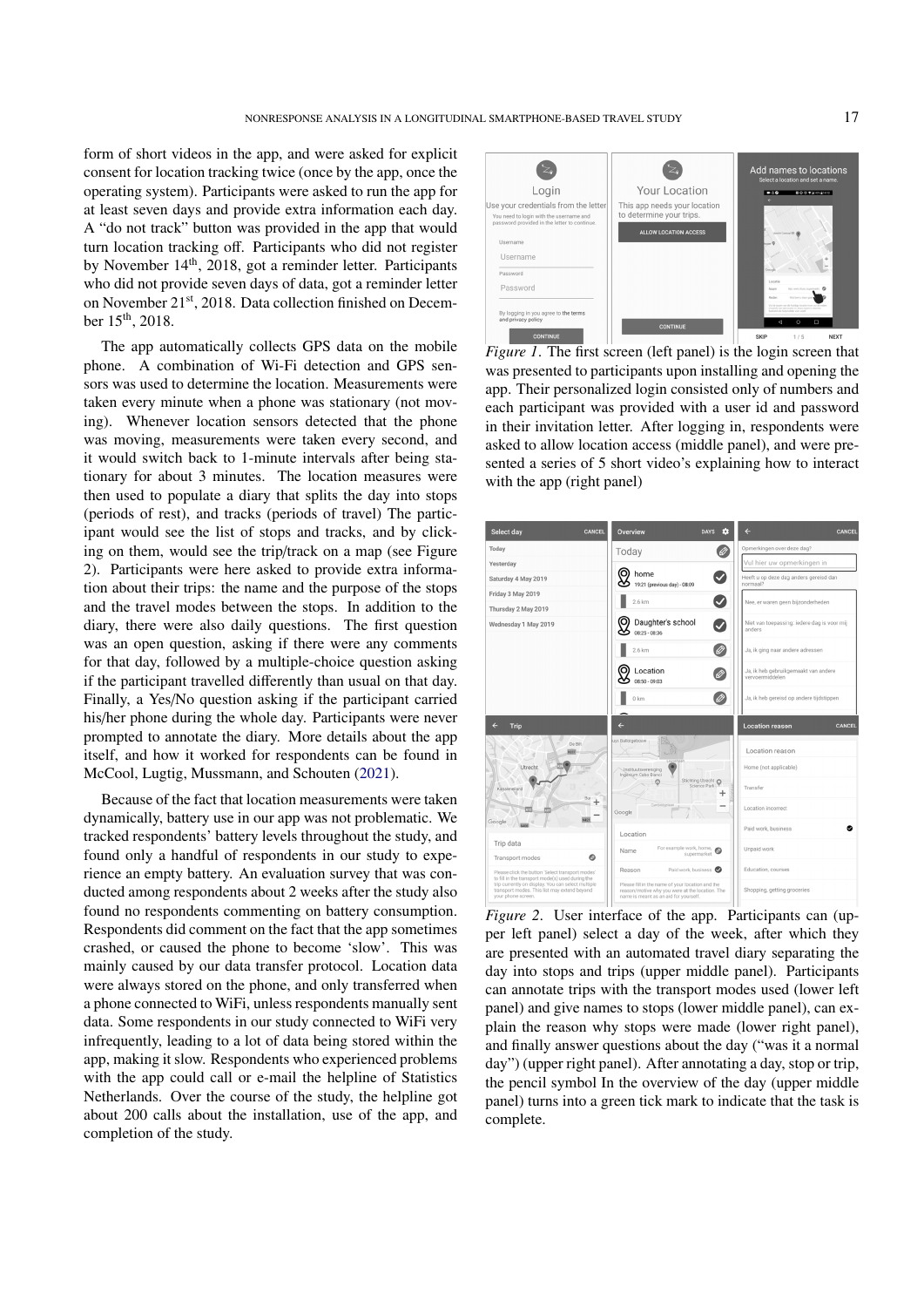form of short videos in the app, and were asked for explicit consent for location tracking twice (once by the app, once the operating system). Participants were asked to run the app for at least seven days and provide extra information each day. A "do not track" button was provided in the app that would turn location tracking off. Participants who did not register by November 14th, 2018, got a reminder letter. Participants who did not provide seven days of data, got a reminder letter on November 21st, 2018. Data collection finished on December 15th, 2018.

The app automatically collects GPS data on the mobile phone. A combination of Wi-Fi detection and GPS sensors was used to determine the location. Measurements were taken every minute when a phone was stationary (not moving). Whenever location sensors detected that the phone was moving, measurements were taken every second, and it would switch back to 1-minute intervals after being stationary for about 3 minutes. The location measures were then used to populate a diary that splits the day into stops (periods of rest), and tracks (periods of travel) The participant would see the list of stops and tracks, and by clicking on them, would see the trip/track on a map (see Figure 2). Participants were here asked to provide extra information about their trips: the name and the purpose of the stops and the travel modes between the stops. In addition to the diary, there were also daily questions. The first question was an open question, asking if there were any comments for that day, followed by a multiple-choice question asking if the participant travelled differently than usual on that day. Finally, a Yes/No question asking if the participant carried his/her phone during the whole day. Participants were never prompted to annotate the diary. More details about the app itself, and how it worked for respondents can be found in McCool, Lugtig, Mussmann, and Schouten (2021).

Because of the fact that location measurements were taken dynamically, battery use in our app was not problematic. We tracked respondents' battery levels throughout the study, and found only a handful of respondents in our study to experience an empty battery. An evaluation survey that was conducted among respondents about 2 weeks after the study also found no respondents commenting on battery consumption. Respondents did comment on the fact that the app sometimes crashed, or caused the phone to become 'slow'. This was mainly caused by our data transfer protocol. Location data were always stored on the phone, and only transferred when a phone connected to WiFi, unless respondents manually sent data. Some respondents in our study connected to WiFi very infrequently, leading to a lot of data being stored within the app, making it slow. Respondents who experienced problems with the app could call or e-mail the helpline of Statistics Netherlands. Over the course of the study, the helpline got about 200 calls about the installation, use of the app, and completion of the study.

*Figure 1*. The first screen (left panel) is the login screen that was presented to participants upon installing and opening the app. Their personalized login consisted only of numbers and each participant was provided with a user id and password in their invitation letter. After logging in, respondents were asked to allow location access (middle panel), and were presented a series of 5 short video's explaining how to interact with the app (right panel)

*Figure 2*. User interface of the app. Participants can (upper left panel) select a day of the week, after which they are presented with an automated travel diary separating the day into stops and trips (upper middle panel). Participants can annotate trips with the transport modes used (lower left panel) and give names to stops (lower middle panel), can explain the reason why stops were made (lower right panel), and finally answer questions about the day ("was it a normal day") (upper right panel). After annotating a day, stop or trip, the pencil symbol In the overview of the day (upper middle panel) turns into a green tick mark to indicate that the task is complete.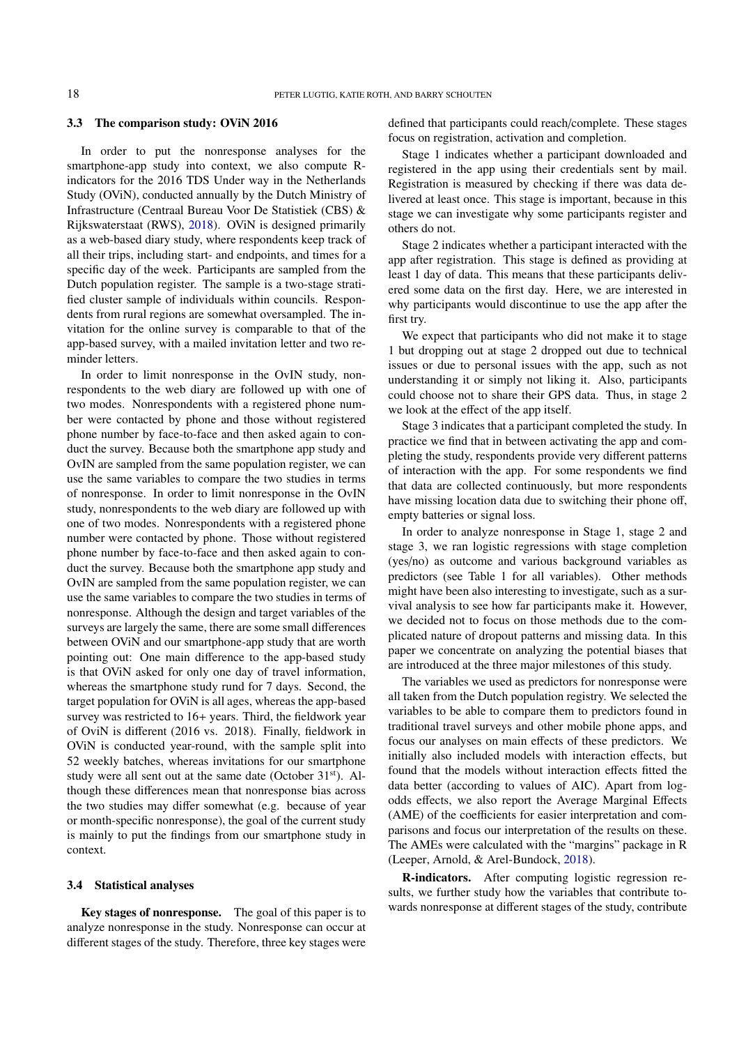### 3.3 The comparison study: OViN 2016

In order to put the nonresponse analyses for the smartphone-app study into context, we also compute R-indicators for the 2016 TDS Under way in the Netherlands Study (OViN), conducted annually by the Dutch Ministry of Infrastructure (Centraal Bureau Voor De Statistiek (CBS) & Rijkswaterstaat (RWS), 2018). OViN is designed primarily as a web-based diary study, where respondents keep track of all their trips, including start- and endpoints, and times for a specific day of the week. Participants are sampled from the Dutch population register. The sample is a two-stage stratified cluster sample of individuals within councils. Respondents from rural regions are somewhat oversampled. The invitation for the online survey is comparable to that of the app-based survey, with a mailed invitation letter and two reminder letters.

In order to limit nonresponse in the OvIN study, nonrespondents to the web diary are followed up with one of two modes. Nonrespondents with a registered phone number were contacted by phone and those without registered phone number by face-to-face and then asked again to conduct the survey. Because both the smartphone app study and OvIN are sampled from the same population register, we can use the same variables to compare the two studies in terms of nonresponse. In order to limit nonresponse in the OvIN study, nonrespondents to the web diary are followed up with one of two modes. Nonrespondents with a registered phone number were contacted by phone. Those without registered phone number by face-to-face and then asked again to conduct the survey. Because both the smartphone app study and OvIN are sampled from the same population register, we can use the same variables to compare the two studies in terms of nonresponse. Although the design and target variables of the surveys are largely the same, there are some small differences between OViN and our smartphone-app study that are worth pointing out: One main difference to the app-based study is that OViN asked for only one day of travel information, whereas the smartphone study rund for 7 days. Second, the target population for OViN is all ages, whereas the app-based survey was restricted to 16+ years. Third, the fieldwork year of OviN is different (2016 vs. 2018). Finally, fieldwork in OViN is conducted year-round, with the sample split into 52 weekly batches, whereas invitations for our smartphone study were all sent out at the same date (October 31[st]). Although these differences mean that nonresponse bias across the two studies may differ somewhat (e.g. because of year or month-specific nonresponse), the goal of the current study is mainly to put the findings from our smartphone study in context.

### 3.4 Statistical analyses

**Key stages of nonresponse.** The goal of this paper is to analyze nonresponse in the study. Nonresponse can occur at different stages of the study. Therefore, three key stages were defined that participants could reach/complete. These stages focus on registration, activation and completion.

Stage 1 indicates whether a participant downloaded and registered in the app using their credentials sent by mail. Registration is measured by checking if there was data delivered at least once. This stage is important, because in this stage we can investigate why some participants register and others do not.

Stage 2 indicates whether a participant interacted with the app after registration. This stage is defined as providing at least 1 day of data. This means that these participants delivered some data on the first day. Here, we are interested in why participants would discontinue to use the app after the first try.

We expect that participants who did not make it to stage 1 but dropping out at stage 2 dropped out due to technical issues or due to personal issues with the app, such as not understanding it or simply not liking it. Also, participants could choose not to share their GPS data. Thus, in stage 2 we look at the effect of the app itself.

Stage 3 indicates that a participant completed the study. In practice we find that in between activating the app and completing the study, respondents provide very different patterns of interaction with the app. For some respondents we find that data are collected continuously, but more respondents have missing location data due to switching their phone off, empty batteries or signal loss.

In order to analyze nonresponse in Stage 1, stage 2 and stage 3, we ran logistic regressions with stage completion (yes/no) as outcome and various background variables as predictors (see Table 1 for all variables). Other methods might have been also interesting to investigate, such as a survival analysis to see how far participants make it. However, we decided not to focus on those methods due to the complicated nature of dropout patterns and missing data. In this paper we concentrate on analyzing the potential biases that are introduced at the three major milestones of this study.

The variables we used as predictors for nonresponse were all taken from the Dutch population registry. We selected the variables to be able to compare them to predictors found in traditional travel surveys and other mobile phone apps, and focus our analyses on main effects of these predictors. We initially also included models with interaction effects, but found that the models without interaction effects fitted the data better (according to values of AIC). Apart from log-odds effects, we also report the Average Marginal Effects (AME) of the coefficients for easier interpretation and comparisons and focus our interpretation of the results on these. The AMEs were calculated with the "margins" package in R (Leeper, Arnold, & Arel-Bundock, 2018).

**R-indicators.** After computing logistic regression results, we further study how the variables that contribute towards nonresponse at different stages of the study, contribute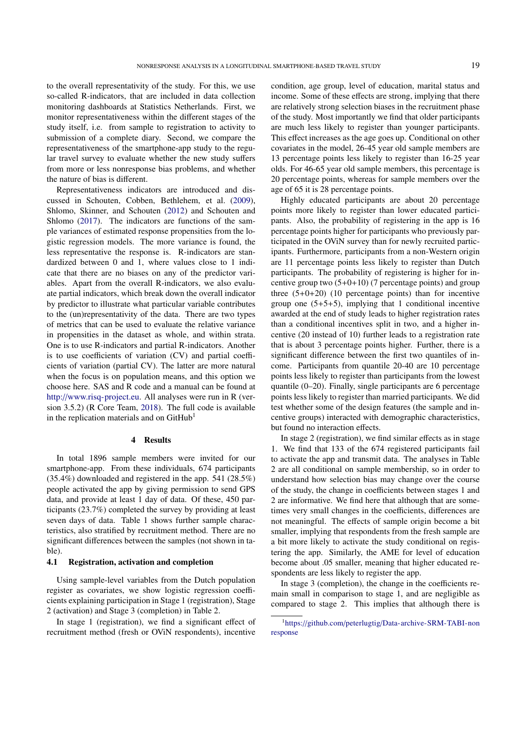to the overall representativity of the study. For this, we use so-called R-indicators, that are included in data collection monitoring dashboards at Statistics Netherlands. First, we monitor representativeness within the different stages of the study itself, i.e. from sample to registration to activity to submission of a complete diary. Second, we compare the representativeness of the smartphone-app study to the regular travel survey to evaluate whether the new study suffers from more or less nonresponse bias problems, and whether the nature of bias is different.

Representativeness indicators are introduced and discussed in Schouten, Cobben, Bethlehem, et al. (2009), Shlomo, Skinner, and Schouten (2012) and Schouten and Shlomo (2017). The indicators are functions of the sample variances of estimated response propensities from the logistic regression models. The more variance is found, the less representative the response is. R-indicators are standardized between 0 and 1, where values close to 1 indicate that there are no biases on any of the predictor variables. Apart from the overall R-indicators, we also evaluate partial indicators, which break down the overall indicator by predictor to illustrate what particular variable contributes to the (un)representativity of the data. There are two types of metrics that can be used to evaluate the relative variance in propensities in the dataset as whole, and within strata. One is to use R-indicators and partial R-indicators. Another is to use coefficients of variation (CV) and partial coefficients of variation (partial CV). The latter are more natural when the focus is on population means, and this option we choose here. SAS and R code and a manual can be found at http://www.risq-project.eu. All analyses were run in R (version 3.5.2) (R Core Team, 2018). The full code is available in the replication materials and on GitHub[1]

## 4 Results

In total 1896 sample members were invited for our smartphone-app. From these individuals, 674 participants (35.4%) downloaded and registered in the app. 541 (28.5%) people activated the app by giving permission to send GPS data, and provide at least 1 day of data. Of these, 450 participants (23.7%) completed the survey by providing at least seven days of data. Table 1 shows further sample characteristics, also stratified by recruitment method. There are no significant differences between the samples (not shown in table).

### 4.1 Registration, activation and completion

Using sample-level variables from the Dutch population register as covariates, we show logistic regression coefficients explaining participation in Stage 1 (registration), Stage 2 (activation) and Stage 3 (completion) in Table 2.

In stage 1 (registration), we find a significant effect of recruitment method (fresh or OViN respondents), incentive condition, age group, level of education, marital status and income. Some of these effects are strong, implying that there are relatively strong selection biases in the recruitment phase of the study. Most importantly we find that older participants are much less likely to register than younger participants. This effect increases as the age goes up. Conditional on other covariates in the model, 26-45 year old sample members are 13 percentage points less likely to register than 16-25 year olds. For 46-65 year old sample members, this percentage is 20 percentage points, whereas for sample members over the age of 65 it is 28 percentage points.

Highly educated participants are about 20 percentage points more likely to register than lower educated participants. Also, the probability of registering in the app is 16 percentage points higher for participants who previously participated in the OViN survey than for newly recruited participants. Furthermore, participants from a non-Western origin are 11 percentage points less likely to register than Dutch participants. The probability of registering is higher for incentive group two (5+0+10) (7 percentage points) and group three (5+0+20) (10 percentage points) than for incentive group one (5+5+5), implying that 1 conditional incentive awarded at the end of study leads to higher registration rates than a conditional incentives split in two, and a higher incentive (20 instead of 10) further leads to a registration rate that is about 3 percentage points higher. Further, there is a significant difference between the first two quantiles of income. Participants from quantile 20-40 are 10 percentage points less likely to register than participants from the lowest quantile (0–20). Finally, single participants are 6 percentage points less likely to register than married participants. We did test whether some of the design features (the sample and incentive groups) interacted with demographic characteristics, but found no interaction effects.

In stage 2 (registration), we find similar effects as in stage 1. We find that 133 of the 674 registered participants fail to activate the app and transmit data. The analyses in Table 2 are all conditional on sample membership, so in order to understand how selection bias may change over the course of the study, the change in coefficients between stages 1 and 2 are informative. We find here that although that are sometimes very small changes in the coefficients, differences are not meaningful. The effects of sample origin become a bit smaller, implying that respondents from the fresh sample are a bit more likely to activate the study conditional on registering the app. Similarly, the AME for level of education become about .05 smaller, meaning that higher educated respondents are less likely to register the app.

In stage 3 (completion), the change in the coefficients remain small in comparison to stage 1, and are negligible as compared to stage 2. This implies that although there is

[1] https://github.com/peterlugtig/Data-archive-SRM-TABI-nonresponse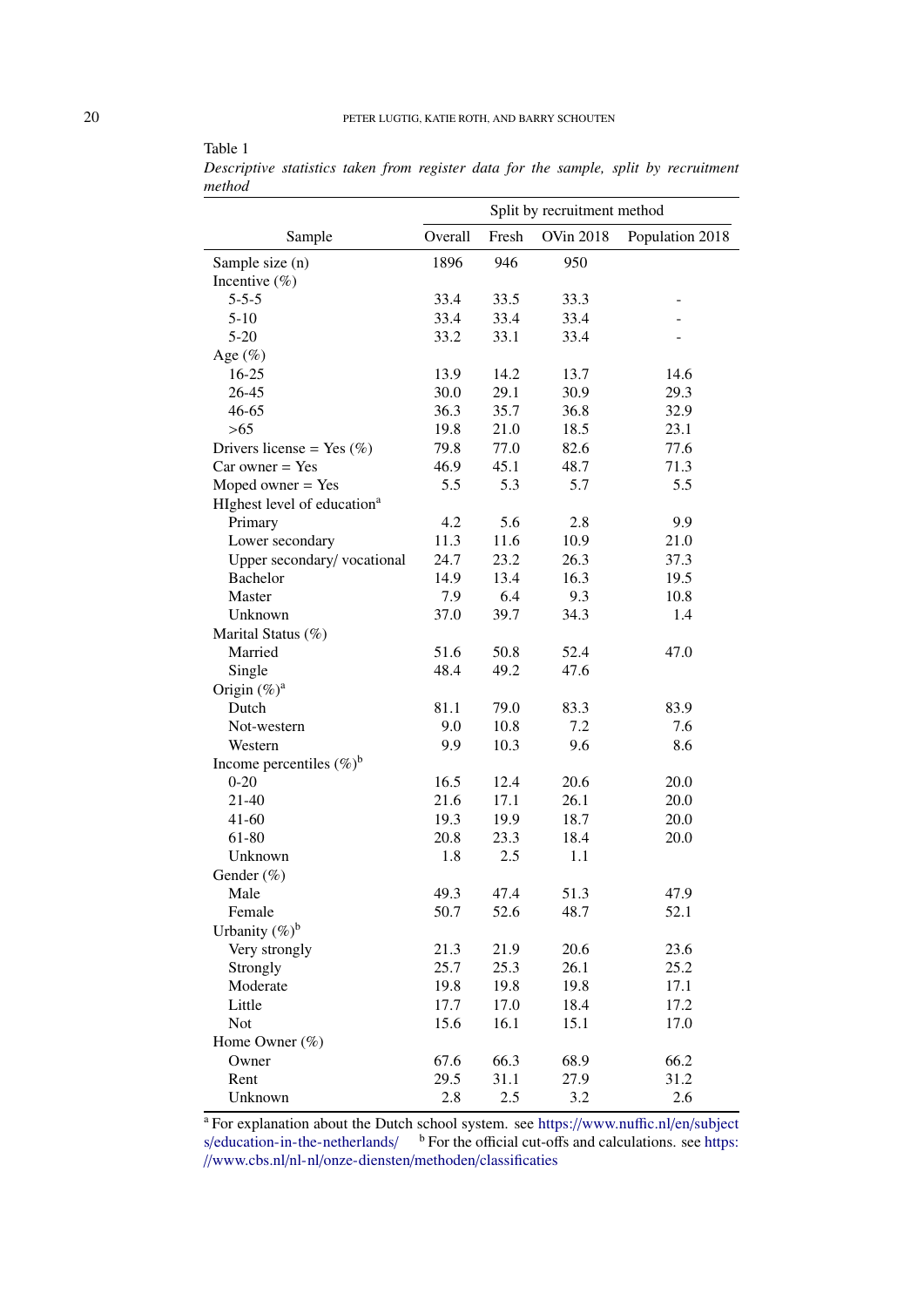Table 1

*Descriptive statistics taken from register data for the sample, split by recruitment method*

| Sample | Split by recruitment method | | | |
|---|---|---|---|---|
| | Overall | Fresh | OVin 2018 | Population 2018 |
| Sample size (n) | 1896 | 946 | 950 | |
| Incentive (%) | | | | |
| 5-5-5 | 33.4 | 33.5 | 33.3 | - |
| 5-10 | 33.4 | 33.4 | 33.4 | - |
| 5-20 | 33.2 | 33.1 | 33.4 | - |
| Age (%) | | | | |
| 16-25 | 13.9 | 14.2 | 13.7 | 14.6 |
| 26-45 | 30.0 | 29.1 | 30.9 | 29.3 |
| 46-65 | 36.3 | 35.7 | 36.8 | 32.9 |
| >65 | 19.8 | 21.0 | 18.5 | 23.1 |
| Drivers license = Yes (%) | 79.8 | 77.0 | 82.6 | 77.6 |
| Car owner = Yes | 46.9 | 45.1 | 48.7 | 71.3 |
| Moped owner = Yes | 5.5 | 5.3 | 5.7 | 5.5 |
| HIghest level of education[a] | | | | |
| Primary | 4.2 | 5.6 | 2.8 | 9.9 |
| Lower secondary | 11.3 | 11.6 | 10.9 | 21.0 |
| Upper secondary/ vocational | 24.7 | 23.2 | 26.3 | 37.3 |
| Bachelor | 14.9 | 13.4 | 16.3 | 19.5 |
| Master | 7.9 | 6.4 | 9.3 | 10.8 |
| Unknown | 37.0 | 39.7 | 34.3 | 1.4 |
| Marital Status (%) | | | | |
| Married | 51.6 | 50.8 | 52.4 | 47.0 |
| Single | 48.4 | 49.2 | 47.6 | |
| Origin (%)[a] | | | | |
| Dutch | 81.1 | 79.0 | 83.3 | 83.9 |
| Not-western | 9.0 | 10.8 | 7.2 | 7.6 |
| Western | 9.9 | 10.3 | 9.6 | 8.6 |
| Income percentiles (%)[b] | | | | |
| 0-20 | 16.5 | 12.4 | 20.6 | 20.0 |
| 21-40 | 21.6 | 17.1 | 26.1 | 20.0 |
| 41-60 | 19.3 | 19.9 | 18.7 | 20.0 |
| 61-80 | 20.8 | 23.3 | 18.4 | 20.0 |
| Unknown | 1.8 | 2.5 | 1.1 | |
| Gender (%) | | | | |
| Male | 49.3 | 47.4 | 51.3 | 47.9 |
| Female | 50.7 | 52.6 | 48.7 | 52.1 |
| Urbanity (%)[b] | | | | |
| Very strongly | 21.3 | 21.9 | 20.6 | 23.6 |
| Strongly | 25.7 | 25.3 | 26.1 | 25.2 |
| Moderate | 19.8 | 19.8 | 19.8 | 17.1 |
| Little | 17.7 | 17.0 | 18.4 | 17.2 |
| Not | 15.6 | 16.1 | 15.1 | 17.0 |
| Home Owner (%) | | | | |
| Owner | 67.6 | 66.3 | 68.9 | 66.2 |
| Rent | 29.5 | 31.1 | 27.9 | 31.2 |
| Unknown | 2.8 | 2.5 | 3.2 | 2.6 |

[a] For explanation about the Dutch school system. see https://www.nuffic.nl/en/subjects/education-in-the-netherlands/ [b] For the official cut-offs and calculations. see https://www.cbs.nl/nl-nl/onze-diensten/methoden/classificaties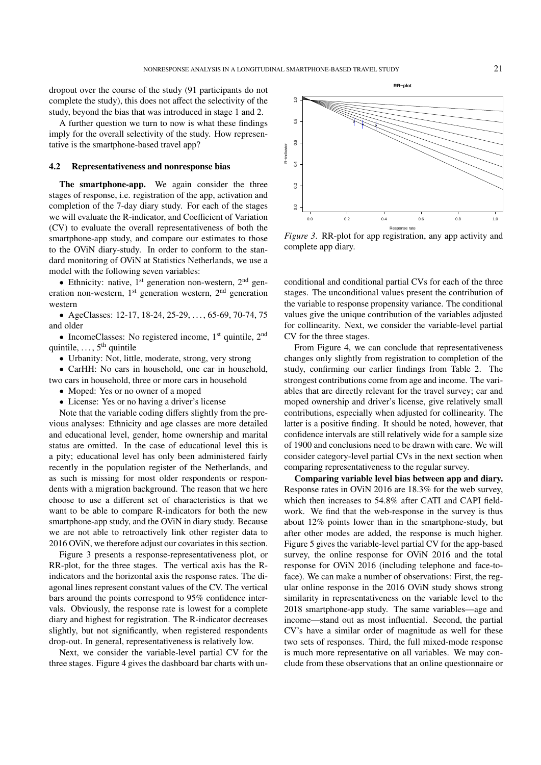dropout over the course of the study (91 participants do not complete the study), this does not affect the selectivity of the study, beyond the bias that was introduced in stage 1 and 2.

A further question we turn to now is what these findings imply for the overall selectivity of the study. How representative is the smartphone-based travel app?

### 4.2 Representativeness and nonresponse bias

**The smartphone-app.** We again consider the three stages of response, i.e. registration of the app, activation and completion of the 7-day diary study. For each of the stages we will evaluate the R-indicator, and Coefficient of Variation (CV) to evaluate the overall representativeness of both the smartphone-app study, and compare our estimates to those to the OViN diary-study. In order to conform to the standard monitoring of OViN at Statistics Netherlands, we use a model with the following seven variables:

- Ethnicity: native, 1st generation non-western, 2nd generation non-western, 1st generation western, 2nd generation western
- AgeClasses: 12-17, 18-24, 25-29, ..., 65-69, 70-74, 75 and older
- IncomeClasses: No registered income, 1st quintile, 2nd quintile, ..., 5th quintile
- Urbanity: Not, little, moderate, strong, very strong
- CarHH: No cars in household, one car in household, two cars in household, three or more cars in household
- Moped: Yes or no owner of a moped
- License: Yes or no having a driver's license

Note that the variable coding differs slightly from the previous analyses: Ethnicity and age classes are more detailed and educational level, gender, home ownership and marital status are omitted. In the case of educational level this is a pity; educational level has only been administered fairly recently in the population register of the Netherlands, and as such is missing for most older respondents or respondents with a migration background. The reason that we here choose to use a different set of characteristics is that we want to be able to compare R-indicators for both the new smartphone-app study, and the OViN in diary study. Because we are not able to retroactively link other register data to 2016 OViN, we therefore adjust our covariates in this section.

Figure 3 presents a response-representativeness plot, or RR-plot, for the three stages. The vertical axis has the R-indicators and the horizontal axis the response rates. The diagonal lines represent constant values of the CV. The vertical bars around the points correspond to 95% confidence intervals. Obviously, the response rate is lowest for a complete diary and highest for registration. The R-indicator decreases slightly, but not significantly, when registered respondents drop-out. In general, representativeness is relatively low.

Next, we consider the variable-level partial CV for the three stages. Figure 4 gives the dashboard bar charts with unconditional and conditional partial CVs for each of the three stages. The unconditional values present the contribution of the variable to response propensity variance. The conditional values give the unique contribution of the variables adjusted for collinearity. Next, we consider the variable-level partial CV for the three stages.

*Figure 3*. RR-plot for app registration, any app activity and complete app diary.

From Figure 4, we can conclude that representativeness changes only slightly from registration to completion of the study, confirming our earlier findings from Table 2. The strongest contributions come from age and income. The variables that are directly relevant for the travel survey; car and moped ownership and driver's license, give relatively small contributions, especially when adjusted for collinearity. The latter is a positive finding. It should be noted, however, that confidence intervals are still relatively wide for a sample size of 1900 and conclusions need to be drawn with care. We will consider category-level partial CVs in the next section when comparing representativeness to the regular survey.

**Comparing variable level bias between app and diary.** Response rates in OViN 2016 are 18.3% for the web survey, which then increases to 54.8% after CATI and CAPI fieldwork. We find that the web-response in the survey is thus about 12% points lower than in the smartphone-study, but after other modes are added, the response is much higher. Figure 5 gives the variable-level partial CV for the app-based survey, the online response for OViN 2016 and the total response for OViN 2016 (including telephone and face-to-face). We can make a number of observations: First, the regular online response in the 2016 OViN study shows strong similarity in representativeness on the variable level to the 2018 smartphone-app study. The same variables—age and income—stand out as most influential. Second, the partial CV's have a similar order of magnitude as well for these two sets of responses. Third, the full mixed-mode response is much more representative on all variables. We may conclude from these observations that an online questionnaire or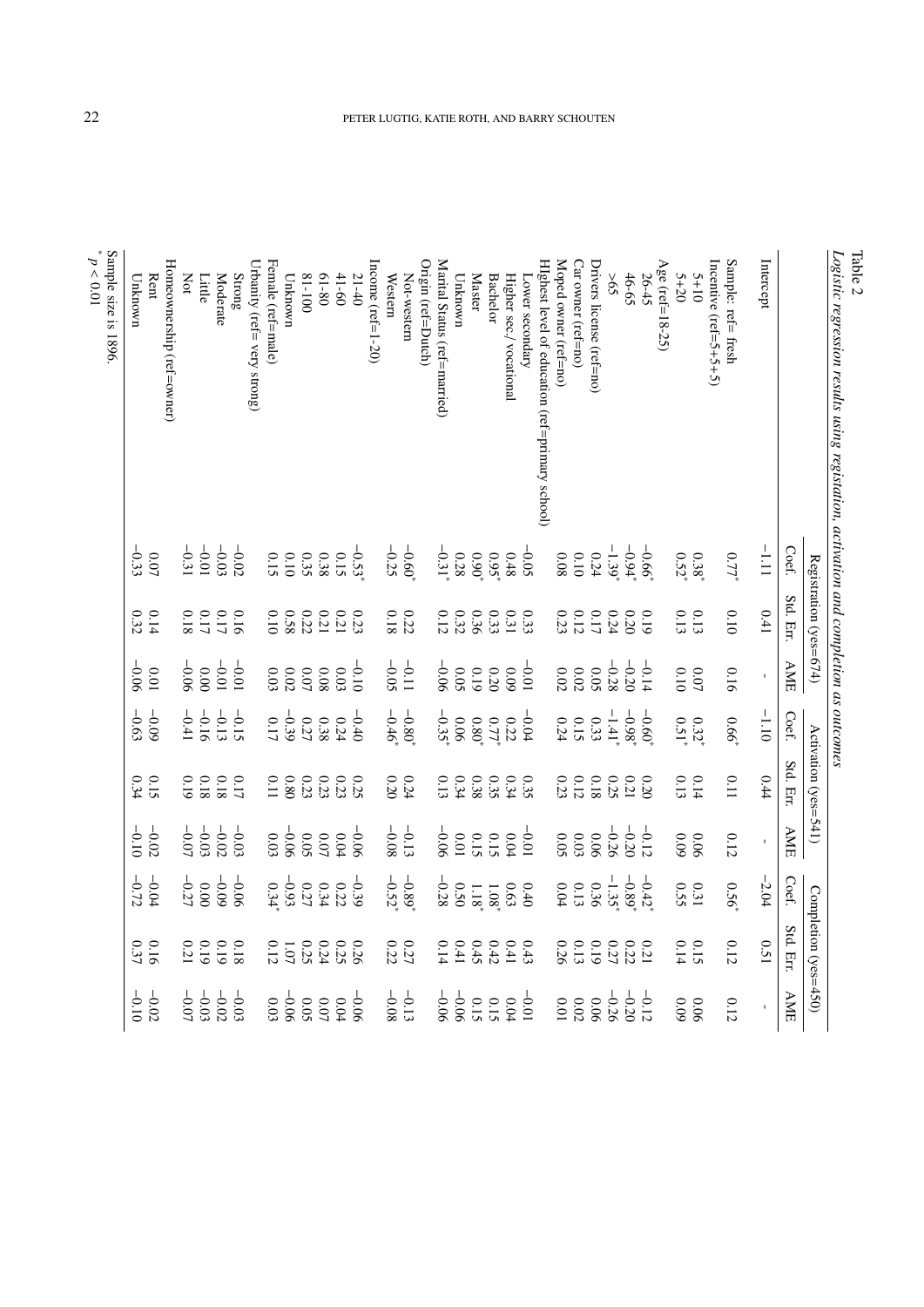Table 2

*Logistic regression results using registation, activation and completion as outcomes*

| | Registration (yes=674) | | | Activation (yes=541) | | | Completion (yes=450) | | |
|---|---|---|---|---|---|---|---|---|---|
| | Coef. | Std. Err. | AME | Coef. | Std. Err. | AME | Coef. | Std. Err. | AME |
| Intercept | −1.11 | 0.41 | - | −1.10 | 0.44 | - | −2.04 | 0.51 | - |
| Sample: ref= fresh | 0.77* | 0.10 | 0.16 | 0.66* | 0.11 | 0.12 | 0.56* | 0.12 | 0.12 |
| Incentive (ref=5+5+5) | | | | | | | | | |
| 5+10 | 0.38* | 0.13 | 0.07 | 0.32* | 0.14 | 0.06 | 0.31 | 0.15 | 0.06 |
| 5+20 | 0.52* | 0.13 | 0.10 | 0.51* | 0.13 | 0.09 | 0.55 | 0.14 | 0.09 |
| Age (ref=18-25) | | | | | | | | | |
| 26-45 | −0.66* | 0.19 | −0.14 | −0.60* | 0.20 | −0.12 | −0.42* | 0.21 | −0.12 |
| 46-65 | −0.94* | 0.20 | −0.20 | −0.98* | 0.21 | −0.20 | −0.89* | 0.22 | −0.20 |
| >65 | −1.39* | 0.24 | −0.28 | −1.41* | 0.25 | −0.26 | −1.35* | 0.27 | −0.26 |
| Drivers license (ref=no) | 0.24 | 0.17 | 0.05 | 0.33 | 0.18 | 0.06 | 0.36 | 0.19 | 0.06 |
| Car owner (ref=no) | 0.10 | 0.12 | 0.02 | 0.15 | 0.12 | 0.03 | 0.13 | 0.13 | 0.02 |
| Moped owner (ref=no) | 0.08 | 0.23 | 0.02 | 0.24 | 0.23 | 0.05 | 0.04 | 0.26 | 0.01 |
| Highest level of education (ref=primary school) | | | | | | | | | |
| Lower secondary | −0.05 | 0.33 | −0.01 | −0.04 | 0.35 | −0.01 | 0.40 | 0.43 | −0.01 |
| Higher sec./ vocational | 0.48 | 0.31 | 0.09 | 0.22 | 0.34 | 0.04 | 0.63 | 0.41 | 0.04 |
| Bachelor | 0.95* | 0.33 | 0.20 | 0.77* | 0.35 | 0.15 | 1.08* | 0.42 | 0.15 |
| Master | 0.90* | 0.36 | 0.19 | 0.80* | 0.38 | 0.15 | 1.18* | 0.45 | 0.15 |
| Unknown | 0.28 | 0.32 | 0.05 | 0.06 | 0.34 | 0.01 | 0.50 | 0.41 | −0.06 |
| Marital Status (ref=married) | −0.31* | 0.12 | −0.06 | −0.35* | 0.13 | −0.06 | −0.28 | 0.14 | −0.06 |
| Origin (ref=Dutch) | | | | | | | | | |
| Not-western | −0.60* | 0.22 | −0.11 | −0.80* | 0.24 | −0.13 | −0.89* | 0.27 | −0.13 |
| Western | −0.25 | 0.18 | −0.05 | −0.46* | 0.20 | −0.08 | −0.52* | 0.22 | −0.08 |
| Income (ref=1-20) | | | | | | | | | |
| 21-40 | −0.53* | 0.23 | −0.10 | −0.40 | 0.25 | −0.06 | −0.39 | 0.26 | −0.06 |
| 41-60 | 0.15 | 0.21 | 0.03 | 0.24 | 0.23 | 0.04 | 0.22 | 0.25 | 0.04 |
| 61-80 | 0.38 | 0.21 | 0.08 | 0.38 | 0.23 | 0.07 | 0.34 | 0.24 | 0.07 |
| 81-100 | 0.35 | 0.22 | 0.07 | 0.27 | 0.23 | 0.05 | 0.27 | 0.25 | 0.05 |
| Unknown | 0.10 | 0.58 | 0.02 | −0.39 | 0.80 | −0.06 | −0.93 | 1.07 | −0.06 |
| Female (ref=male) | 0.15 | 0.10 | 0.03 | 0.17 | 0.11 | 0.03 | 0.34* | 0.12 | 0.03 |
| Urbanity (ref= very strong) | | | | | | | | | |
| Strong | −0.02 | 0.16 | −0.01 | −0.15 | 0.17 | −0.03 | −0.06 | 0.18 | −0.03 |
| Moderate | −0.03 | 0.17 | −0.01 | −0.13 | 0.18 | −0.02 | −0.09 | 0.19 | −0.02 |
| Little | −0.01 | 0.17 | 0.00 | −0.16 | 0.18 | −0.03 | 0.00 | 0.19 | −0.03 |
| Not | −0.31 | 0.18 | −0.06 | −0.41 | 0.19 | −0.07 | −0.27 | 0.21 | −0.07 |
| Homeownership (ref=owner) | | | | | | | | | |
| Rent | 0.07 | 0.14 | 0.01 | −0.09 | 0.15 | −0.02 | −0.04 | 0.16 | −0.02 |
| Unknown | −0.33 | 0.32 | −0.06 | −0.63 | 0.34 | −0.10 | −0.72 | 0.37 | −0.10 |

Sample size is 1896.

\* $p < 0.01$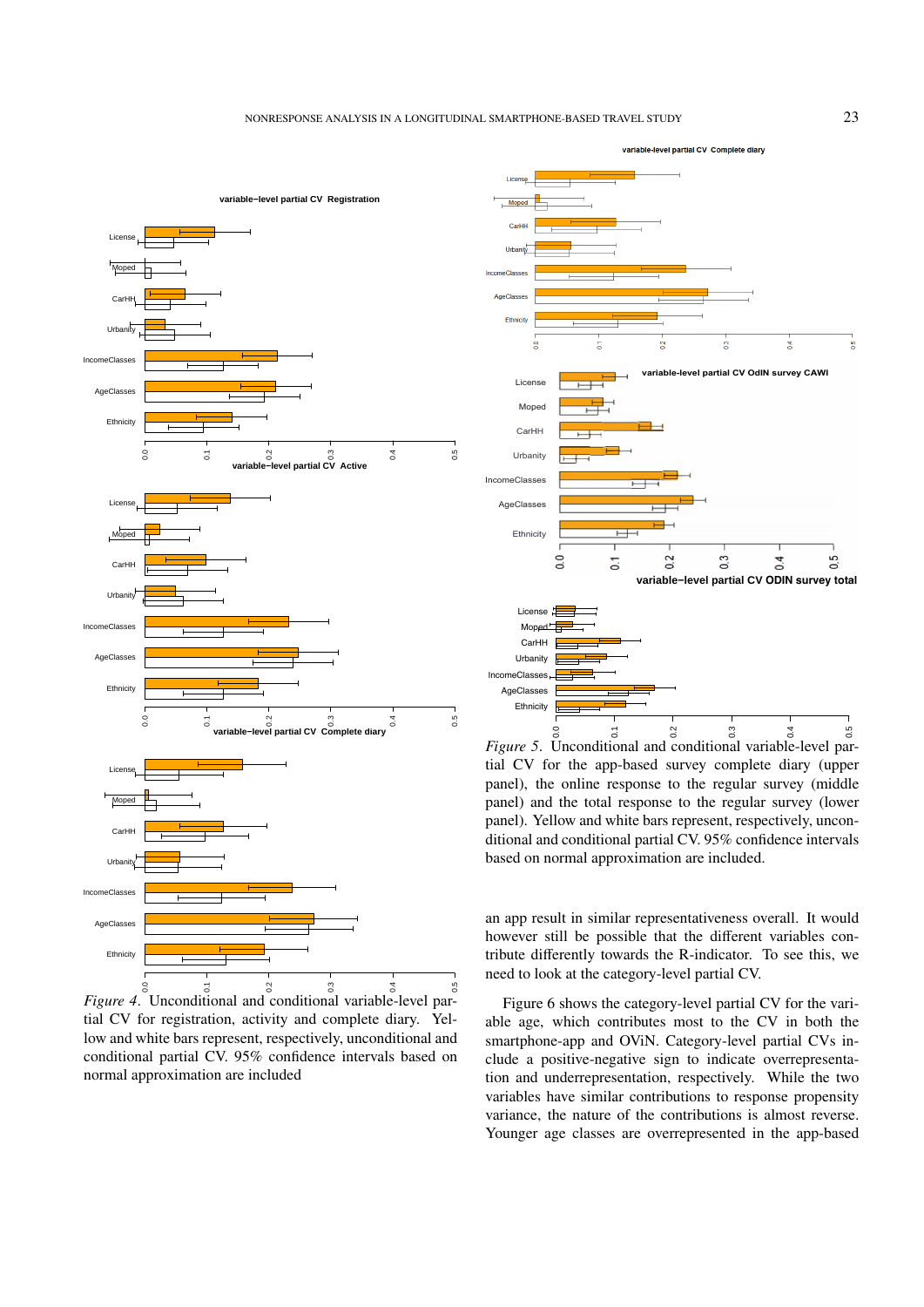*Figure 4*. Unconditional and conditional variable-level partial CV for registration, activity and complete diary. Yellow and white bars represent, respectively, unconditional and conditional partial CV. 95% confidence intervals based on normal approximation are included

*Figure 5*. Unconditional and conditional variable-level partial CV for the app-based survey complete diary (upper panel), the online response to the regular survey (middle panel) and the total response to the regular survey (lower panel). Yellow and white bars represent, respectively, unconditional and conditional partial CV. 95% confidence intervals based on normal approximation are included.

an app result in similar representativeness overall. It would however still be possible that the different variables contribute differently towards the R-indicator. To see this, we need to look at the category-level partial CV.

Figure 6 shows the category-level partial CV for the variable age, which contributes most to the CV in both the smartphone-app and OViN. Category-level partial CVs include a positive-negative sign to indicate overrepresentation and underrepresentation, respectively. While the two variables have similar contributions to response propensity variance, the nature of the contributions is almost reverse. Younger age classes are overrepresented in the app-based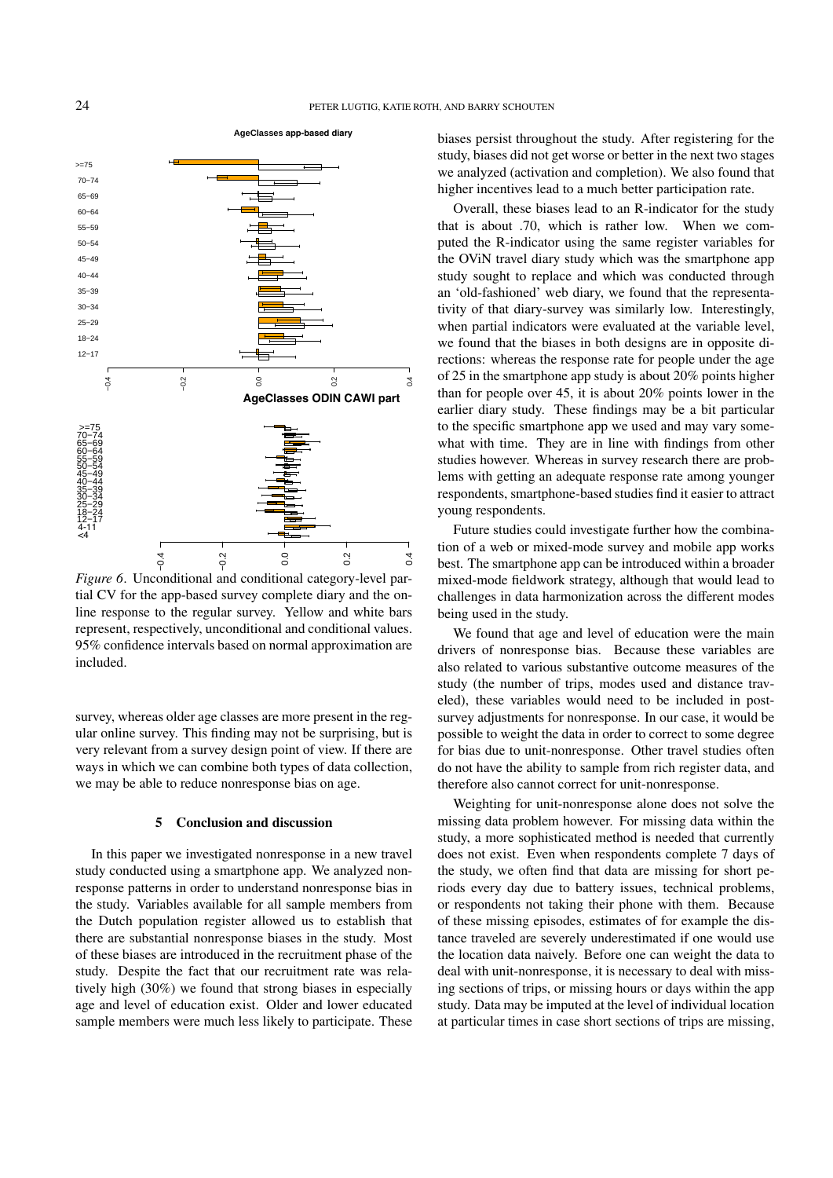*Figure 6*. Unconditional and conditional category-level partial CV for the app-based survey complete diary and the online response to the regular survey. Yellow and white bars represent, respectively, unconditional and conditional values. 95% confidence intervals based on normal approximation are included.

survey, whereas older age classes are more present in the regular online survey. This finding may not be surprising, but is very relevant from a survey design point of view. If there are ways in which we can combine both types of data collection, we may be able to reduce nonresponse bias on age.

## 5 Conclusion and discussion

In this paper we investigated nonresponse in a new travel study conducted using a smartphone app. We analyzed nonresponse patterns in order to understand nonresponse bias in the Study. Variables available for all sample members from the Dutch population register allowed us to establish that there are substantial nonresponse biases in the study. Most of these biases are introduced in the recruitment phase of the study. Despite the fact that our recruitment rate was relatively high (30%) we found that strong biases in especially age and level of education exist. Older and lower educated sample members were much less likely to participate. These biases persist throughout the study. After registering for the study, biases did not get worse or better in the next two stages we analyzed (activation and completion). We also found that higher incentives lead to a much better participation rate.

Overall, these biases lead to an R-indicator for the study that is about .70, which is rather low. When we computed the R-indicator using the same register variables for the OViN travel diary study which was the smartphone app study sought to replace and which was conducted through an 'old-fashioned' web diary, we found that the representativity of that diary-survey was similarly low. Interestingly, when partial indicators were evaluated at the variable level, we found that the biases in both designs are in opposite directions: whereas the response rate for people under the age of 25 in the smartphone app study is about 20% points higher than for people over 45, it is about 20% points lower in the earlier diary study. These findings may be a bit particular to the specific smartphone app we used and may vary somewhat with time. They are in line with findings from other studies however. Whereas in survey research there are problems with getting an adequate response rate among younger respondents, smartphone-based studies find it easier to attract young respondents.

Future studies could investigate further how the combination of a web or mixed-mode survey and mobile app works best. The smartphone app can be introduced within a broader mixed-mode fieldwork strategy, although that would lead to challenges in data harmonization across the different modes being used in the study.

We found that age and level of education were the main drivers of nonresponse bias. Because these variables are also related to various substantive outcome measures of the study (the number of trips, modes used and distance traveled), these variables would need to be included in post-survey adjustments for nonresponse. In our case, it would be possible to weight the data in order to correct to some degree for bias due to unit-nonresponse. Other travel studies often do not have the ability to sample from rich register data, and therefore also cannot correct for unit-nonresponse.

Weighting for unit-nonresponse alone does not solve the missing data problem however. For missing data within the study, a more sophisticated method is needed that currently does not exist. Even when respondents complete 7 days of the study, we often find that data are missing for short periods every day due to battery issues, technical problems, or respondents not taking their phone with them. Because of these missing episodes, estimates of for example the distance traveled are severely underestimated if one would use the location data naively. Before one can weight the data to deal with unit-nonresponse, it is necessary to deal with missing sections of trips, or missing hours or days within the app study. Data may be imputed at the level of individual location at particular times in case short sections of trips are missing,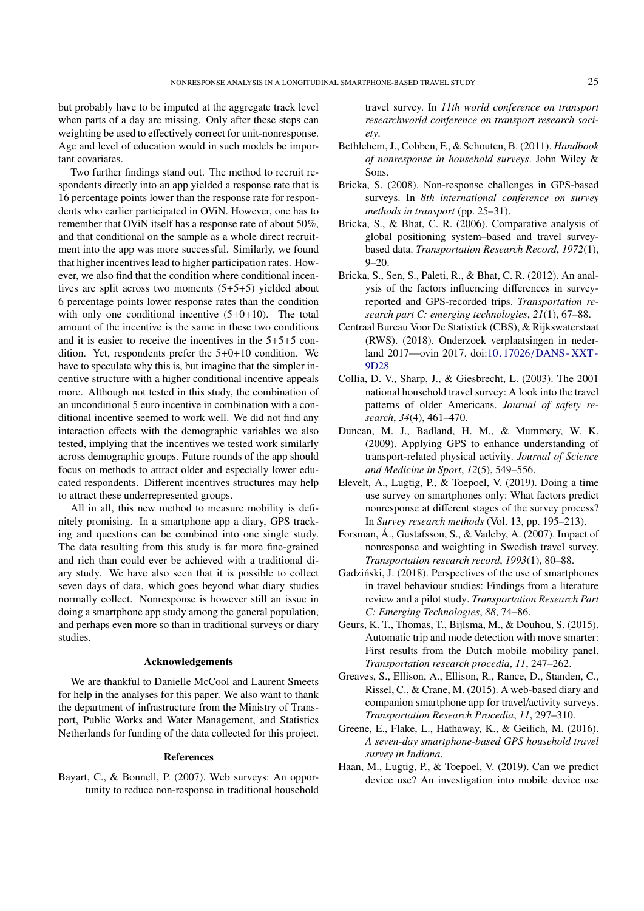but probably have to be imputed at the aggregate track level when parts of a day are missing. Only after these steps can weighting be used to effectively correct for unit-nonresponse. Age and level of education would in such models be important covariates.

Two further findings stand out. The method to recruit respondents directly into an app yielded a response rate that is 16 percentage points lower than the response rate for respondents who earlier participated in OViN. However, one has to remember that OViN itself has a response rate of about 50%, and that conditional on the sample as a whole direct recruitment into the app was more successful. Similarly, we found that higher incentives lead to higher participation rates. However, we also find that the condition where conditional incentives are split across two moments (5+5+5) yielded about 6 percentage points lower response rates than the condition with only one conditional incentive (5+0+10). The total amount of the incentive is the same in these two conditions and it is easier to receive the incentives in the 5+5+5 condition. Yet, respondents prefer the 5+0+10 condition. We have to speculate why this is, but imagine that the simpler incentive structure with a higher conditional incentive appeals more. Although not tested in this study, the combination of an unconditional 5 euro incentive in combination with a conditional incentive seemed to work well. We did not find any interaction effects with the demographic variables we also tested, implying that the incentives we tested work similarly across demographic groups. Future rounds of the app should focus on methods to attract older and especially lower educated respondents. Different incentives structures may help to attract these underrepresented groups.

All in all, this new method to measure mobility is definitely promising. In a smartphone app a diary, GPS tracking and questions can be combined into one single study. The data resulting from this study is far more fine-grained and rich than could ever be achieved with a traditional diary study. We have also seen that it is possible to collect seven days of data, which goes beyond what diary studies normally collect. Nonresponse is however still an issue in doing a smartphone app study among the general population, and perhaps even more so than in traditional surveys or diary studies.

## Acknowledgements

We are thankful to Danielle McCool and Laurent Smeets for help in the analyses for this paper. We also want to thank the department of infrastructure from the Ministry of Transport, Public Works and Water Management, and Statistics Netherlands for funding of the data collected for this project.

## References

Bayart, C., & Bonnell, P. (2007). Web surveys: An opportunity to reduce non-response in traditional household travel survey. In *11th world conference on transport researchworld conference on transport research society*.

Bethlehem, J., Cobben, F., & Schouten, B. (2011). *Handbook of nonresponse in household surveys*. John Wiley & Sons.

Bricka, S. (2008). Non-response challenges in GPS-based surveys. In *8th international conference on survey methods in transport* (pp. 25–31).

Bricka, S., & Bhat, C. R. (2006). Comparative analysis of global positioning system–based and travel survey-based data. *Transportation Research Record*, *1972*(1), 9–20.

Bricka, S., Sen, S., Paleti, R., & Bhat, C. R. (2012). An analysis of the factors influencing differences in survey-reported and GPS-recorded trips. *Transportation research part C: emerging technologies*, *21*(1), 67–88.

Centraal Bureau Voor De Statistiek (CBS), & Rijkswaterstaat (RWS). (2018). Onderzoek verplaatsingen in nederland 2017—ovin 2017. doi:10.17026/DANS-XXT-9D28

Collia, D. V., Sharp, J., & Giesbrecht, L. (2003). The 2001 national household travel survey: A look into the travel patterns of older Americans. *Journal of safety research*, *34*(4), 461–470.

Duncan, M. J., Badland, H. M., & Mummery, W. K. (2009). Applying GPS to enhance understanding of transport-related physical activity. *Journal of Science and Medicine in Sport*, *12*(5), 549–556.

Elevelt, A., Lugtig, P., & Toepoel, V. (2019). Doing a time use survey on smartphones only: What factors predict nonresponse at different stages of the survey process? In *Survey research methods* (Vol. 13, pp. 195–213).

Forsman, Å., Gustafsson, S., & Vadeby, A. (2007). Impact of nonresponse and weighting in Swedish travel survey. *Transportation research record*, *1993*(1), 80–88.

Gadziński, J. (2018). Perspectives of the use of smartphones in travel behaviour studies: Findings from a literature review and a pilot study. *Transportation Research Part C: Emerging Technologies*, *88*, 74–86.

Geurs, K. T., Thomas, T., Bijlsma, M., & Douhou, S. (2015). Automatic trip and mode detection with move smarter: First results from the Dutch mobile mobility panel. *Transportation research procedia*, *11*, 247–262.

Greaves, S., Ellison, A., Ellison, R., Rance, D., Standen, C., Rissel, C., & Crane, M. (2015). A web-based diary and companion smartphone app for travel/activity surveys. *Transportation Research Procedia*, *11*, 297–310.

Greene, E., Flake, L., Hathaway, K., & Geilich, M. (2016). *A seven-day smartphone-based GPS household travel survey in Indiana*.

Haan, M., Lugtig, P., & Toepoel, V. (2019). Can we predict device use? An investigation into mobile device use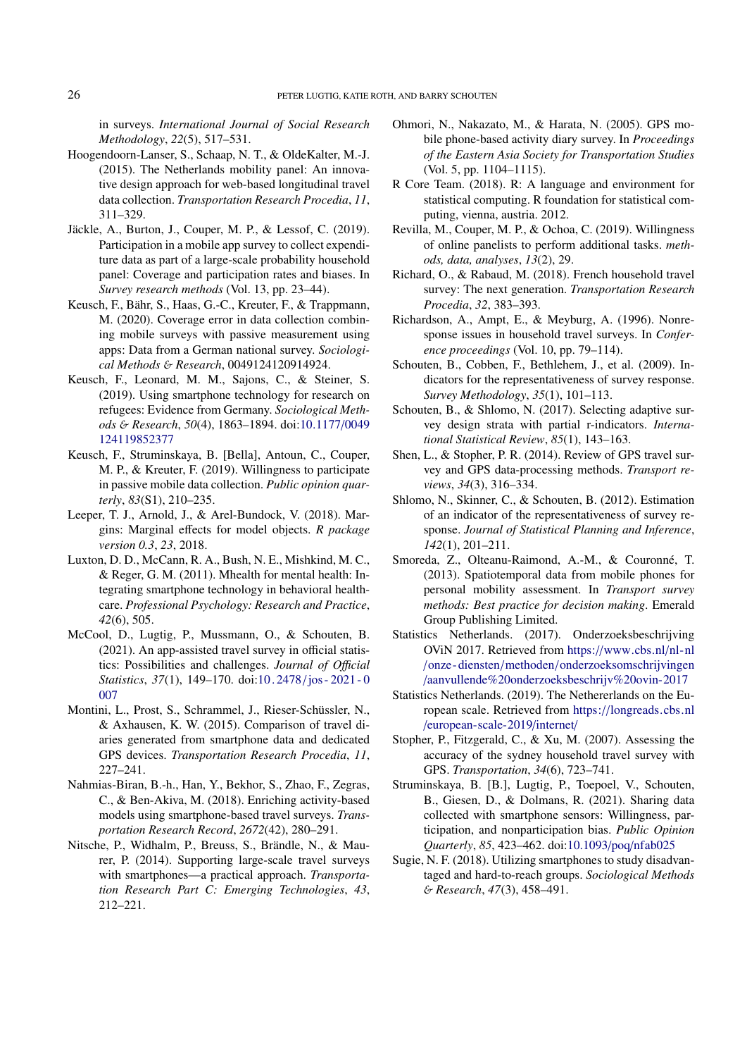in surveys. *International Journal of Social Research Methodology*, *22*(5), 517–531.

Hoogendoorn-Lanser, S., Schaap, N. T., & OldeKalter, M.-J. (2015). The Netherlands mobility panel: An innovative design approach for web-based longitudinal travel data collection. *Transportation Research Procedia*, *11*, 311–329.

Jäckle, A., Burton, J., Couper, M. P., & Lessof, C. (2019). Participation in a mobile app survey to collect expenditure data as part of a large-scale probability household panel: Coverage and participation rates and biases. In *Survey research methods* (Vol. 13, pp. 23–44).

Keusch, F., Bähr, S., Haas, G.-C., Kreuter, F., & Trappmann, M. (2020). Coverage error in data collection combining mobile surveys with passive measurement using apps: Data from a German national survey. *Sociological Methods & Research*, 0049124120914924.

Keusch, F., Leonard, M. M., Sajons, C., & Steiner, S. (2019). Using smartphone technology for research on refugees: Evidence from Germany. *Sociological Methods & Research*, *50*(4), 1863–1894. doi:10.1177/0049124119852377

Keusch, F., Struminskaya, B. [Bella], Antoun, C., Couper, M. P., & Kreuter, F. (2019). Willingness to participate in passive mobile data collection. *Public opinion quarterly*, *83*(S1), 210–235.

Leeper, T. J., Arnold, J., & Arel-Bundock, V. (2018). Margins: Marginal effects for model objects. *R package version 0.3*, *23*, 2018.

Luxton, D. D., McCann, R. A., Bush, N. E., Mishkind, M. C., & Reger, G. M. (2011). Mhealth for mental health: Integrating smartphone technology in behavioral healthcare. *Professional Psychology: Research and Practice*, *42*(6), 505.

McCool, D., Lugtig, P., Mussmann, O., & Schouten, B. (2021). An app-assisted travel survey in official statistics: Possibilities and challenges. *Journal of Official Statistics*, *37*(1), 149–170. doi:10.2478/jos-2021-0007

Montini, L., Prost, S., Schrammel, J., Rieser-Schüssler, N., & Axhausen, K. W. (2015). Comparison of travel diaries generated from smartphone data and dedicated GPS devices. *Transportation Research Procedia*, *11*, 227–241.

Nahmias-Biran, B.-h., Han, Y., Bekhor, S., Zhao, F., Zegras, C., & Ben-Akiva, M. (2018). Enriching activity-based models using smartphone-based travel surveys. *Transportation Research Record*, *2672*(42), 280–291.

Nitsche, P., Widhalm, P., Breuss, S., Brändle, N., & Maurer, P. (2014). Supporting large-scale travel surveys with smartphones—a practical approach. *Transportation Research Part C: Emerging Technologies*, *43*, 212–221.

Ohmori, N., Nakazato, M., & Harata, N. (2005). GPS mobile phone-based activity diary survey. In *Proceedings of the Eastern Asia Society for Transportation Studies* (Vol. 5, pp. 1104–1115).

R Core Team. (2018). R: A language and environment for statistical computing. R foundation for statistical computing, vienna, austria. 2012.

Revilla, M., Couper, M. P., & Ochoa, C. (2019). Willingness of online panelists to perform additional tasks. *methods, data, analyses*, *13*(2), 29.

Richard, O., & Rabaud, M. (2018). French household travel survey: The next generation. *Transportation Research Procedia*, *32*, 383–393.

Richardson, A., Ampt, E., & Meyburg, A. (1996). Nonresponse issues in household travel surveys. In *Conference proceedings* (Vol. 10, pp. 79–114).

Schouten, B., Cobben, F., Bethlehem, J., et al. (2009). Indicators for the representativeness of survey response. *Survey Methodology*, *35*(1), 101–113.

Schouten, B., & Shlomo, N. (2017). Selecting adaptive survey design strata with partial r-indicators. *International Statistical Review*, *85*(1), 143–163.

Shen, L., & Stopher, P. R. (2014). Review of GPS travel survey and GPS data-processing methods. *Transport reviews*, *34*(3), 316–334.

Shlomo, N., Skinner, C., & Schouten, B. (2012). Estimation of an indicator of the representativeness of survey response. *Journal of Statistical Planning and Inference*, *142*(1), 201–211.

Smoreda, Z., Olteanu-Raimond, A.-M., & Couronné, T. (2013). Spatiotemporal data from mobile phones for personal mobility assessment. In *Transport survey methods: Best practice for decision making*. Emerald Group Publishing Limited.

Statistics Netherlands. (2017). Onderzoeksbeschrijving OViN 2017. Retrieved from https://www.cbs.nl/nl-nl/onze-diensten/methoden/onderzoeksomschrijvingen/aanvullende%20onderzoeksbeschrijv%20ovin-2017

Statistics Netherlands. (2019). The Nethererlands on the European scale. Retrieved from https://longreads.cbs.nl/european-scale-2019/internet/

Stopher, P., Fitzgerald, C., & Xu, M. (2007). Assessing the accuracy of the sydney household travel survey with GPS. *Transportation*, *34*(6), 723–741.

Struminskaya, B. [B.], Lugtig, P., Toepoel, V., Schouten, B., Giesen, D., & Dolmans, R. (2021). Sharing data collected with smartphone sensors: Willingness, participation, and nonparticipation bias. *Public Opinion Quarterly*, *85*, 423–462. doi:10.1093/poq/nfab025

Sugie, N. F. (2018). Utilizing smartphones to study disadvantaged and hard-to-reach groups. *Sociological Methods & Research*, *47*(3), 458–491.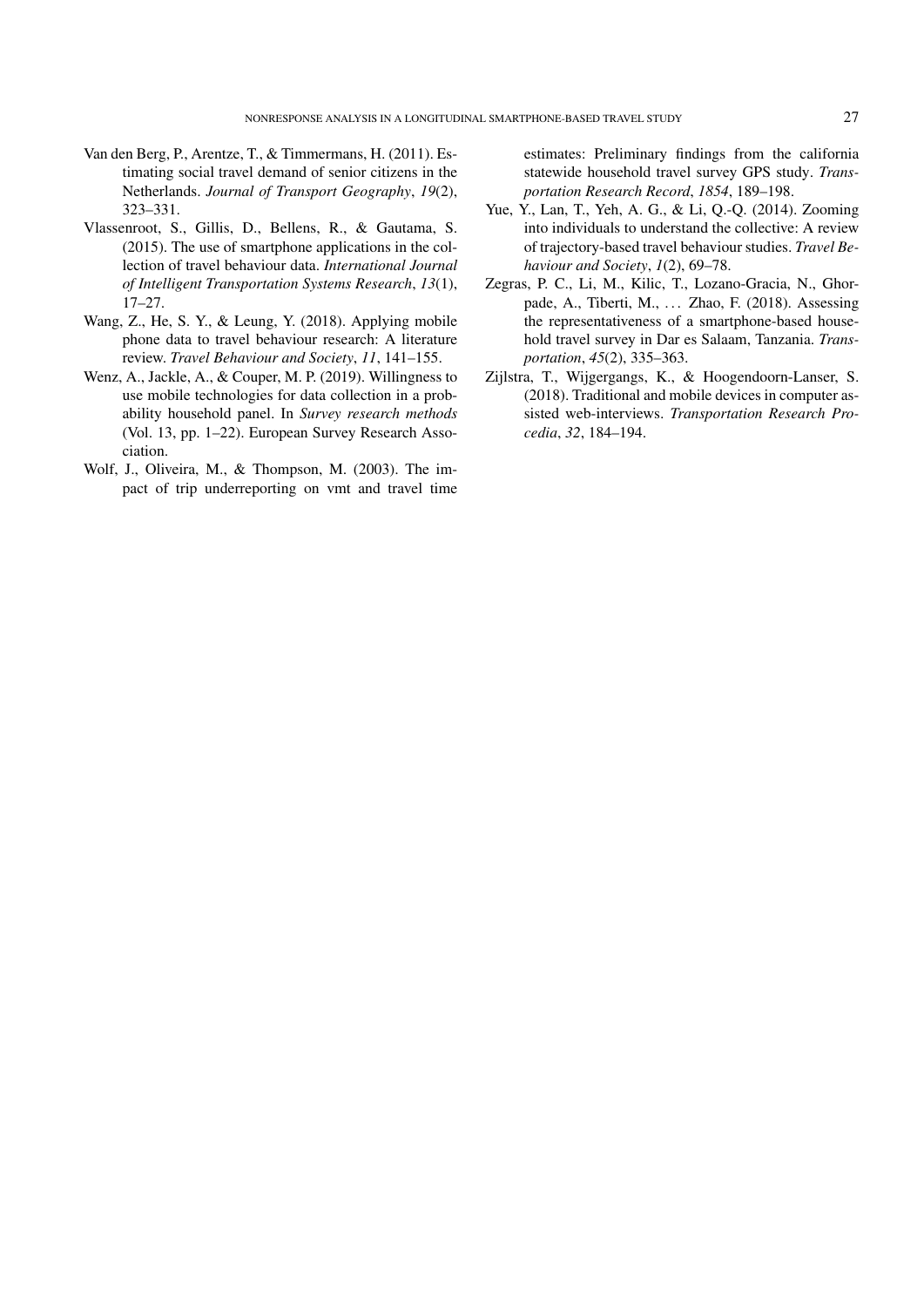Van den Berg, P., Arentze, T., & Timmermans, H. (2011). Estimating social travel demand of senior citizens in the Netherlands. *Journal of Transport Geography*, *19*(2), 323–331.

Vlassenroot, S., Gillis, D., Bellens, R., & Gautama, S. (2015). The use of smartphone applications in the collection of travel behaviour data. *International Journal of Intelligent Transportation Systems Research*, *13*(1), 17–27.

Wang, Z., He, S. Y., & Leung, Y. (2018). Applying mobile phone data to travel behaviour research: A literature review. *Travel Behaviour and Society*, *11*, 141–155.

Wenz, A., Jackle, A., & Couper, M. P. (2019). Willingness to use mobile technologies for data collection in a probability household panel. In *Survey research methods* (Vol. 13, pp. 1–22). European Survey Research Association.

Wolf, J., Oliveira, M., & Thompson, M. (2003). The impact of trip underreporting on vmt and travel time estimates: Preliminary findings from the california statewide household travel survey GPS study. *Transportation Research Record*, *1854*, 189–198.

Yue, Y., Lan, T., Yeh, A. G., & Li, Q.-Q. (2014). Zooming into individuals to understand the collective: A review of trajectory-based travel behaviour studies. *Travel Behaviour and Society*, *1*(2), 69–78.

Zegras, P. C., Li, M., Kilic, T., Lozano-Gracia, N., Ghorpade, A., Tiberti, M., ... Zhao, F. (2018). Assessing the representativeness of a smartphone-based household travel survey in Dar es Salaam, Tanzania. *Transportation*, *45*(2), 335–363.

Zijlstra, T., Wijgergangs, K., & Hoogendoorn-Lanser, S. (2018). Traditional and mobile devices in computer assisted web-interviews. *Transportation Research Procedia*, *32*, 184–194.